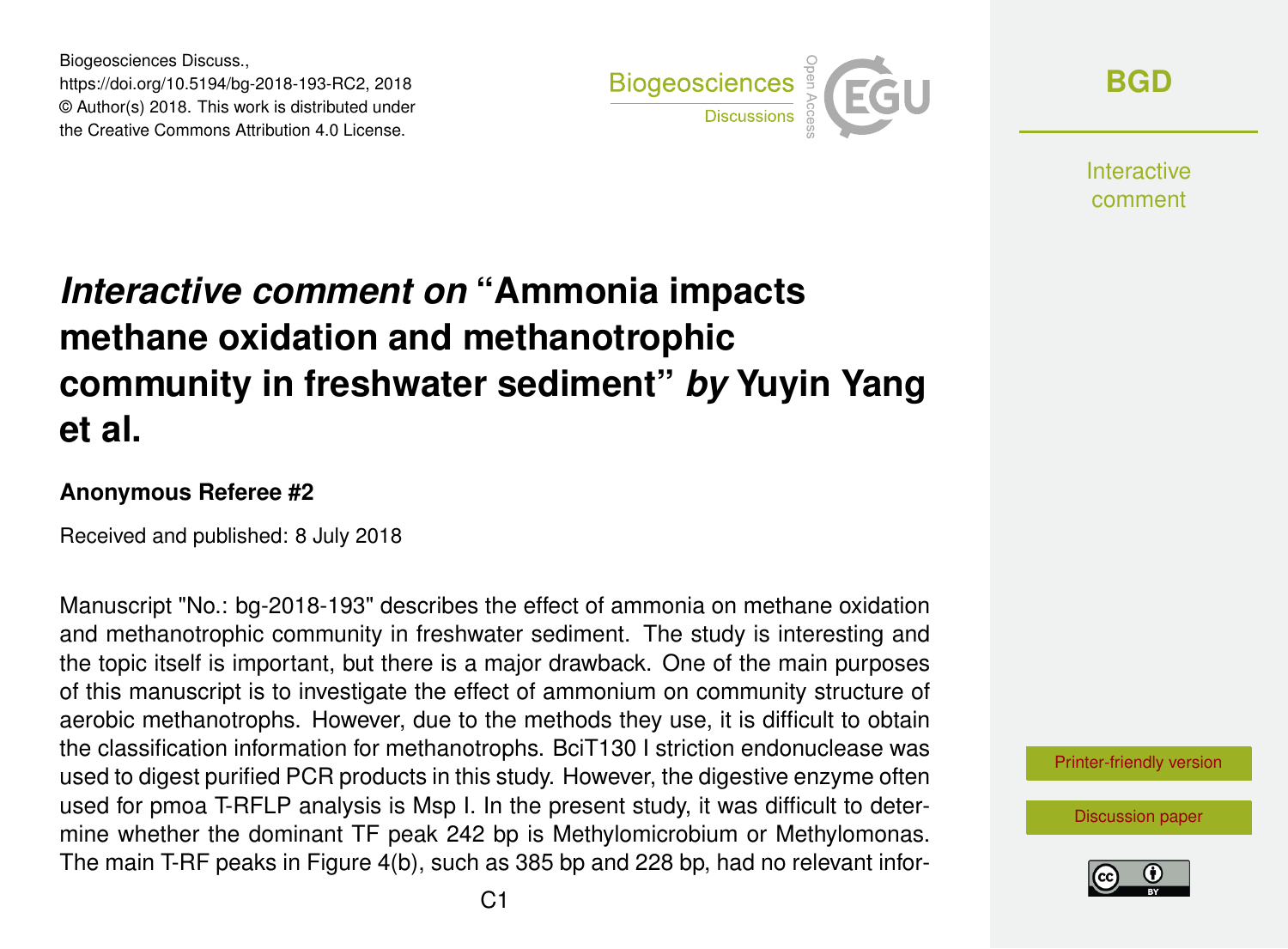# *Interactive comment on* "Ammonia impacts methane oxidation and methanotrophic community in freshwater sediment" *by* Yuyin Yang et al.

### Anonymous Referee #2

Received and published: 8 July 2018

Manuscript "No.: bg-2018-193" describes the effect of ammonia on methane oxidation and methanotrophic community in freshwater sediment. The study is interesting and the topic itself is important, but there is a major drawback. One of the main purposes of this manuscript is to investigate the effect of ammonium on community structure of aerobic methanotrophs. However, due to the methods they use, it is difficult to obtain the classification information for methanotrophs. BciT130 I striction endonuclease was used to digest purified PCR products in this study. However, the digestive enzyme often used for pmoa T-RFLP analysis is Msp I. In the present study, it was difficult to determine whether the dominant TF peak 242 bp is Methylomicrobium or Methylomonas. The main T-RF peaks in Figure 4(b), such as 385 bp and 228 bp, had no relevant infor-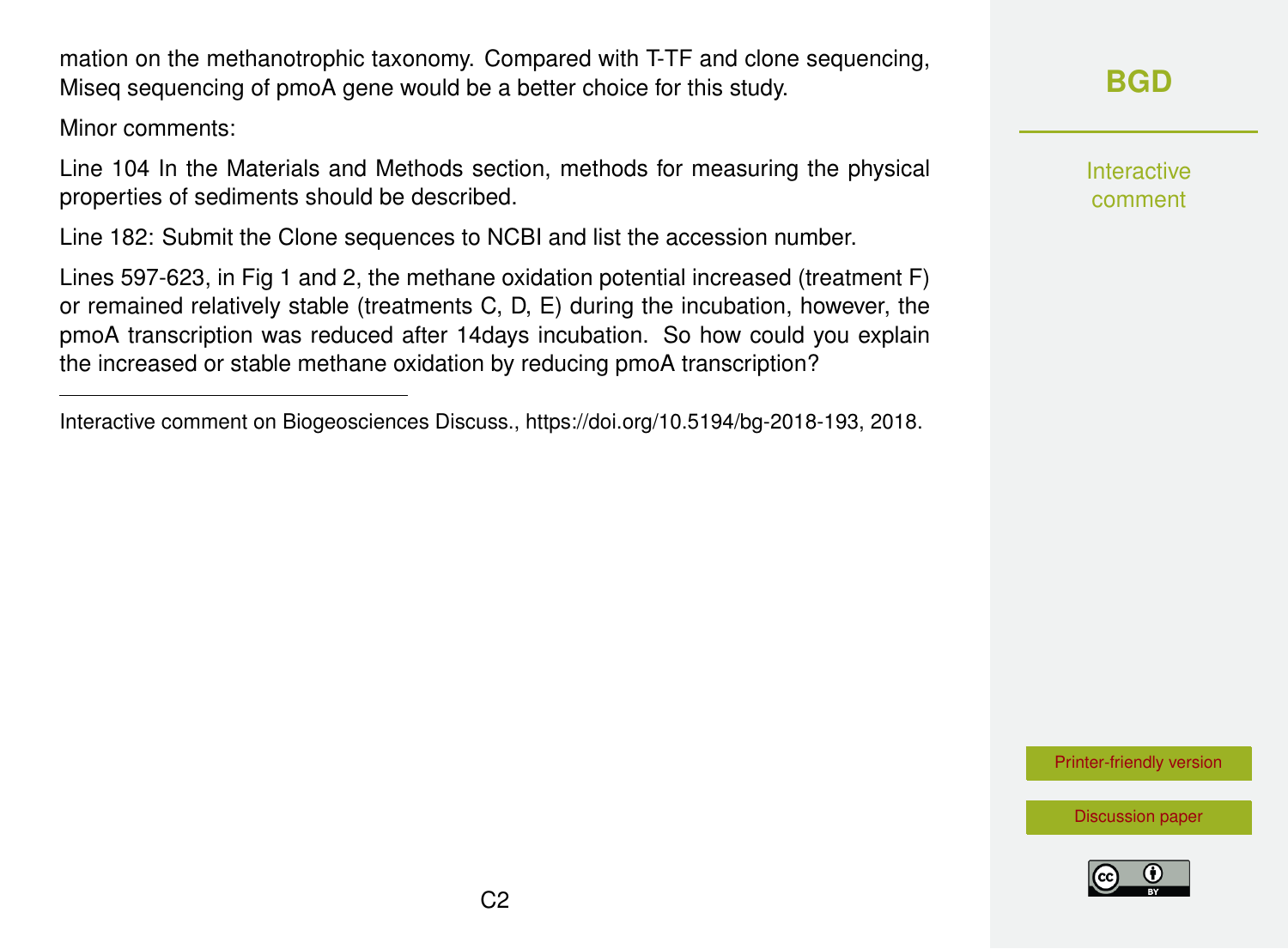mation on the methanotrophic taxonomy. Compared with T-TF and clone sequencing, Miseq sequencing of pmoA gene would be a better choice for this study.

Minor comments:

Line 104 In the Materials and Methods section, methods for measuring the physical properties of sediments should be described.

Line 182: Submit the Clone sequences to NCBI and list the accession number.

Lines 597-623, in Fig 1 and 2, the methane oxidation potential increased (treatment F) or remained relatively stable (treatments C, D, E) during the incubation, however, the pmoA transcription was reduced after 14days incubation. So how could you explain the increased or stable methane oxidation by reducing pmoA transcription?

---

Interactive comment on Biogeosciences Discuss., https://doi.org/10.5194/bg-2018-193, 2018.